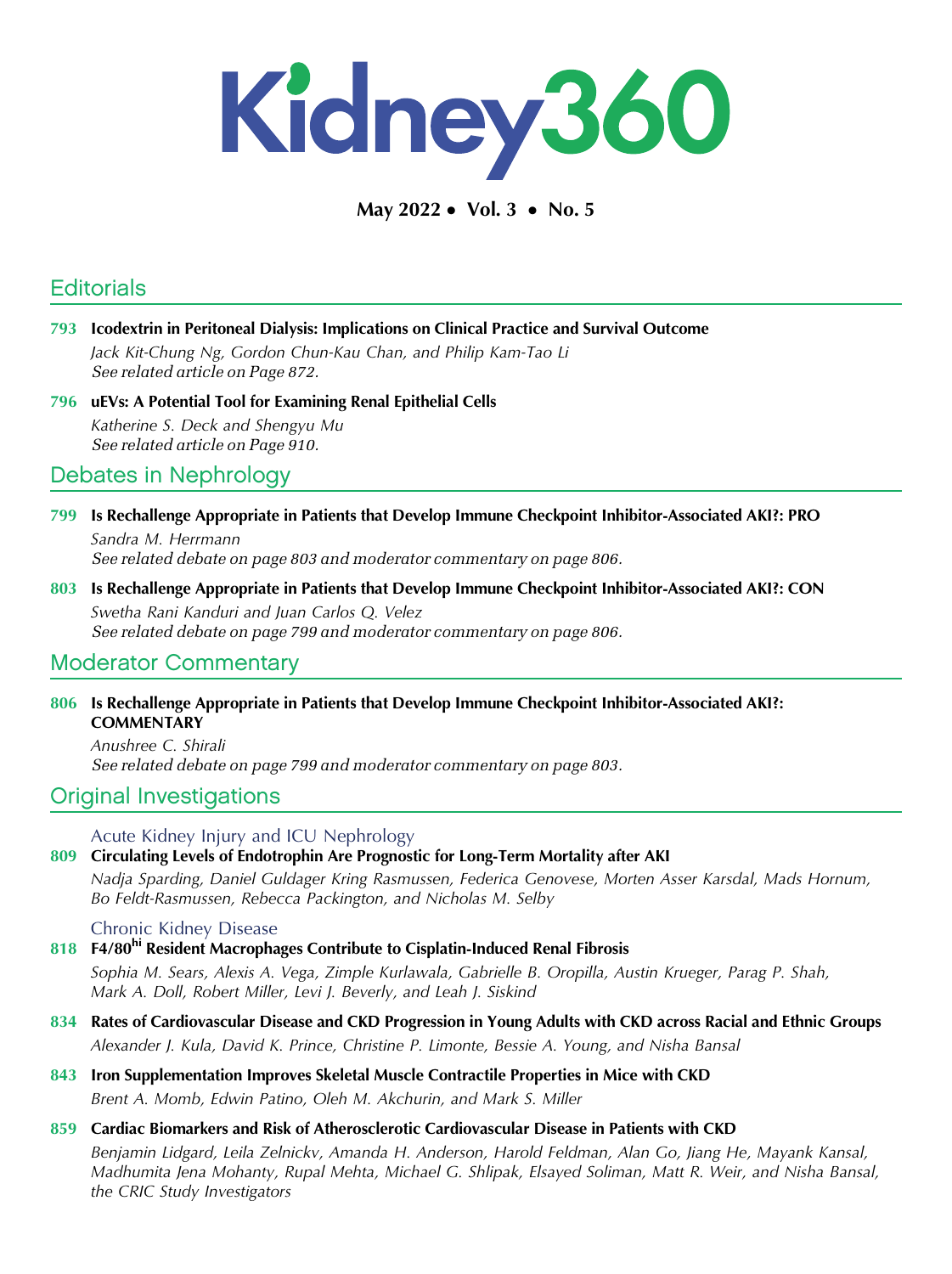# Kidney360

**May 2022 • Vol. 3 • No. 5**

## Editorials

**793 Icodextrin in Peritoneal Dialysis: Implications on Clinical Practice and Survival Outcome**
*Jack Kit-Chung Ng, Gordon Chun-Kau Chan, and Philip Kam-Tao Li*
*See related article on Page 872.*

**796 uEVs: A Potential Tool for Examining Renal Epithelial Cells**
*Katherine S. Deck and Shengyu Mu*
*See related article on Page 910.*

## Debates in Nephrology

**799 Is Rechallenge Appropriate in Patients that Develop Immune Checkpoint Inhibitor-Associated AKI?: PRO**
*Sandra M. Herrmann*
*See related debate on page 803 and moderator commentary on page 806.*

**803 Is Rechallenge Appropriate in Patients that Develop Immune Checkpoint Inhibitor-Associated AKI?: CON**
*Swetha Rani Kanduri and Juan Carlos Q. Velez*
*See related debate on page 799 and moderator commentary on page 806.*

## Moderator Commentary

**806 Is Rechallenge Appropriate in Patients that Develop Immune Checkpoint Inhibitor-Associated AKI?: COMMENTARY**
*Anushree C. Shirali*
*See related debate on page 799 and moderator commentary on page 803.*

## Original Investigations

### Acute Kidney Injury and ICU Nephrology

**809 Circulating Levels of Endotrophin Are Prognostic for Long-Term Mortality after AKI**
*Nadja Sparding, Daniel Guldager Kring Rasmussen, Federica Genovese, Morten Asser Karsdal, Mads Hornum, Bo Feldt-Rasmussen, Rebecca Packington, and Nicholas M. Selby*

### Chronic Kidney Disease

**818 F4/80$^{hi}$ Resident Macrophages Contribute to Cisplatin-Induced Renal Fibrosis**
*Sophia M. Sears, Alexis A. Vega, Zimple Kurlawala, Gabrielle B. Oropilla, Austin Krueger, Parag P. Shah, Mark A. Doll, Robert Miller, Levi J. Beverly, and Leah J. Siskind*

**834 Rates of Cardiovascular Disease and CKD Progression in Young Adults with CKD across Racial and Ethnic Groups**
*Alexander J. Kula, David K. Prince, Christine P. Limonte, Bessie A. Young, and Nisha Bansal*

**843 Iron Supplementation Improves Skeletal Muscle Contractile Properties in Mice with CKD**
*Brent A. Momb, Edwin Patino, Oleh M. Akchurin, and Mark S. Miller*

**859 Cardiac Biomarkers and Risk of Atherosclerotic Cardiovascular Disease in Patients with CKD**
*Benjamin Lidgard, Leila Zelnickv, Amanda H. Anderson, Harold Feldman, Alan Go, Jiang He, Mayank Kansal, Madhumita Jena Mohanty, Rupal Mehta, Michael G. Shlipak, Elsayed Soliman, Matt R. Weir, and Nisha Bansal, the CRIC Study Investigators*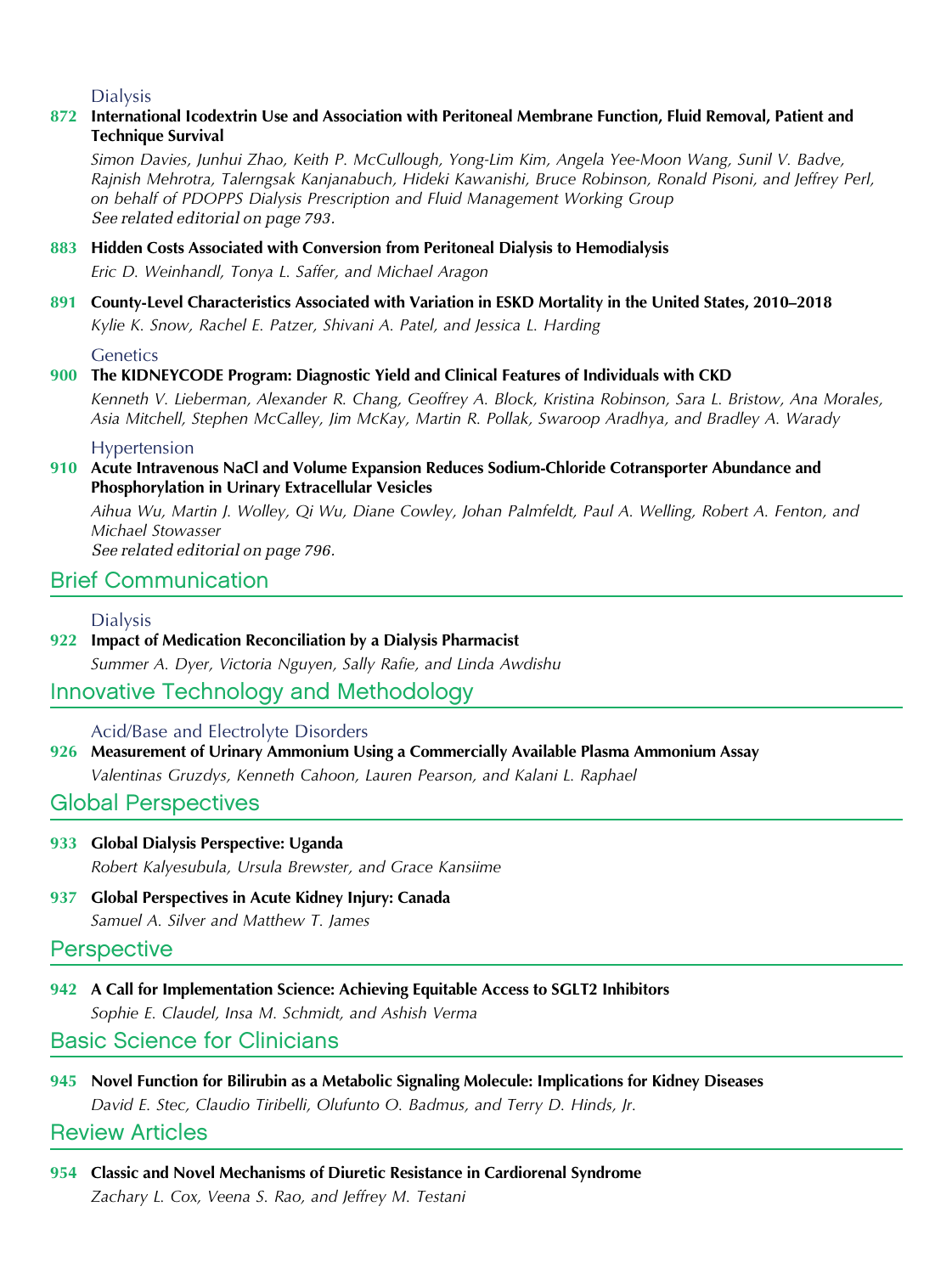### Dialysis

**872 International Icodextrin Use and Association with Peritoneal Membrane Function, Fluid Removal, Patient and Technique Survival**

*Simon Davies, Junhui Zhao, Keith P. McCullough, Yong-Lim Kim, Angela Yee-Moon Wang, Sunil V. Badve, Rajnish Mehrotra, Talerngsak Kanjanabuch, Hideki Kawanishi, Bruce Robinson, Ronald Pisoni, and Jeffrey Perl, on behalf of PDOPPS Dialysis Prescription and Fluid Management Working Group*

See related editorial on page 793.

**883 Hidden Costs Associated with Conversion from Peritoneal Dialysis to Hemodialysis**

*Eric D. Weinhandl, Tonya L. Saffer, and Michael Aragon*

**891 County-Level Characteristics Associated with Variation in ESKD Mortality in the United States, 2010–2018**

*Kylie K. Snow, Rachel E. Patzer, Shivani A. Patel, and Jessica L. Harding*

### Genetics

**900 The KIDNEYCODE Program: Diagnostic Yield and Clinical Features of Individuals with CKD**

*Kenneth V. Lieberman, Alexander R. Chang, Geoffrey A. Block, Kristina Robinson, Sara L. Bristow, Ana Morales, Asia Mitchell, Stephen McCalley, Jim McKay, Martin R. Pollak, Swaroop Aradhya, and Bradley A. Warady*

### Hypertension

**910 Acute Intravenous NaCl and Volume Expansion Reduces Sodium-Chloride Cotransporter Abundance and Phosphorylation in Urinary Extracellular Vesicles**

*Aihua Wu, Martin J. Wolley, Qi Wu, Diane Cowley, Johan Palmfeldt, Paul A. Welling, Robert A. Fenton, and Michael Stowasser*

See related editorial on page 796.

## Brief Communication

### Dialysis

**922 Impact of Medication Reconciliation by a Dialysis Pharmacist**

*Summer A. Dyer, Victoria Nguyen, Sally Rafie, and Linda Awdishu*

## Innovative Technology and Methodology

### Acid/Base and Electrolyte Disorders

**926 Measurement of Urinary Ammonium Using a Commercially Available Plasma Ammonium Assay**

*Valentinas Gruzdys, Kenneth Cahoon, Lauren Pearson, and Kalani L. Raphael*

## Global Perspectives

**933 Global Dialysis Perspective: Uganda**

*Robert Kalyesubula, Ursula Brewster, and Grace Kansiime*

**937 Global Perspectives in Acute Kidney Injury: Canada**

*Samuel A. Silver and Matthew T. James*

## Perspective

**942 A Call for Implementation Science: Achieving Equitable Access to SGLT2 Inhibitors**

*Sophie E. Claudel, Insa M. Schmidt, and Ashish Verma*

## Basic Science for Clinicians

**945 Novel Function for Bilirubin as a Metabolic Signaling Molecule: Implications for Kidney Diseases**

*David E. Stec, Claudio Tiribelli, Olufunto O. Badmus, and Terry D. Hinds, Jr.*

## Review Articles

**954 Classic and Novel Mechanisms of Diuretic Resistance in Cardiorenal Syndrome**

*Zachary L. Cox, Veena S. Rao, and Jeffrey M. Testani*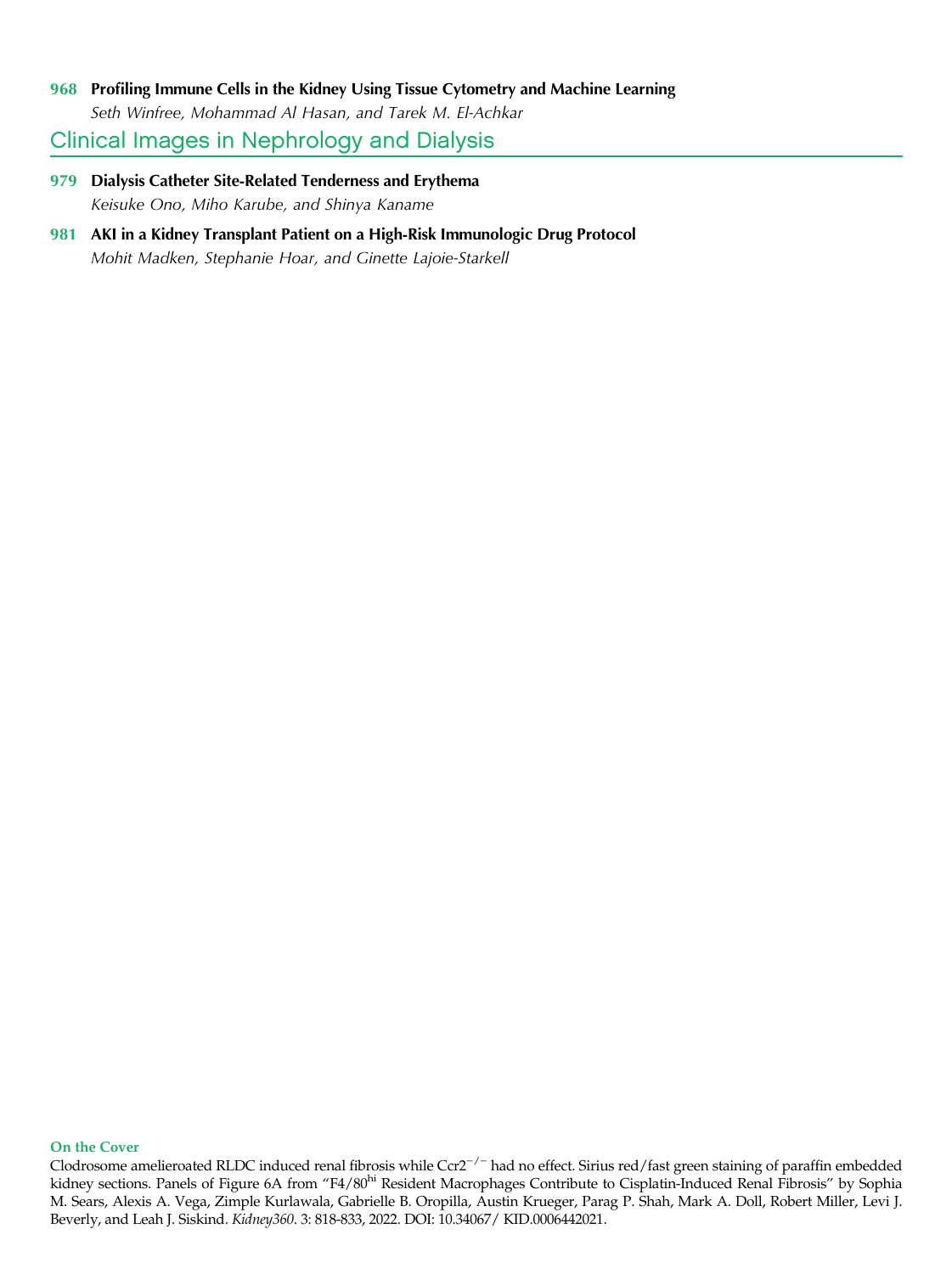**968** **Profiling Immune Cells in the Kidney Using Tissue Cytometry and Machine Learning**
*Seth Winfree, Mohammad Al Hasan, and Tarek M. El-Achkar*

## Clinical Images in Nephrology and Dialysis

**979** **Dialysis Catheter Site-Related Tenderness and Erythema**
*Keisuke Ono, Miho Karube, and Shinya Kaname*

**981** **AKI in a Kidney Transplant Patient on a High-Risk Immunologic Drug Protocol**
*Mohit Madken, Stephanie Hoar, and Ginette Lajoie-Starkell*

**On the Cover**

Clodrosome amelieroated RLDC induced renal fibrosis while $Ccr2^{-/-}$ had no effect. Sirius red/fast green staining of paraffin embedded kidney sections. Panels of Figure 6A from "$F4/80^{hi}$ Resident Macrophages Contribute to Cisplatin-Induced Renal Fibrosis" by Sophia M. Sears, Alexis A. Vega, Zimple Kurlawala, Gabrielle B. Oropilla, Austin Krueger, Parag P. Shah, Mark A. Doll, Robert Miller, Levi J. Beverly, and Leah J. Siskind. *Kidney360*. 3: 818-833, 2022. DOI: 10.34067/ KID.0006442021.